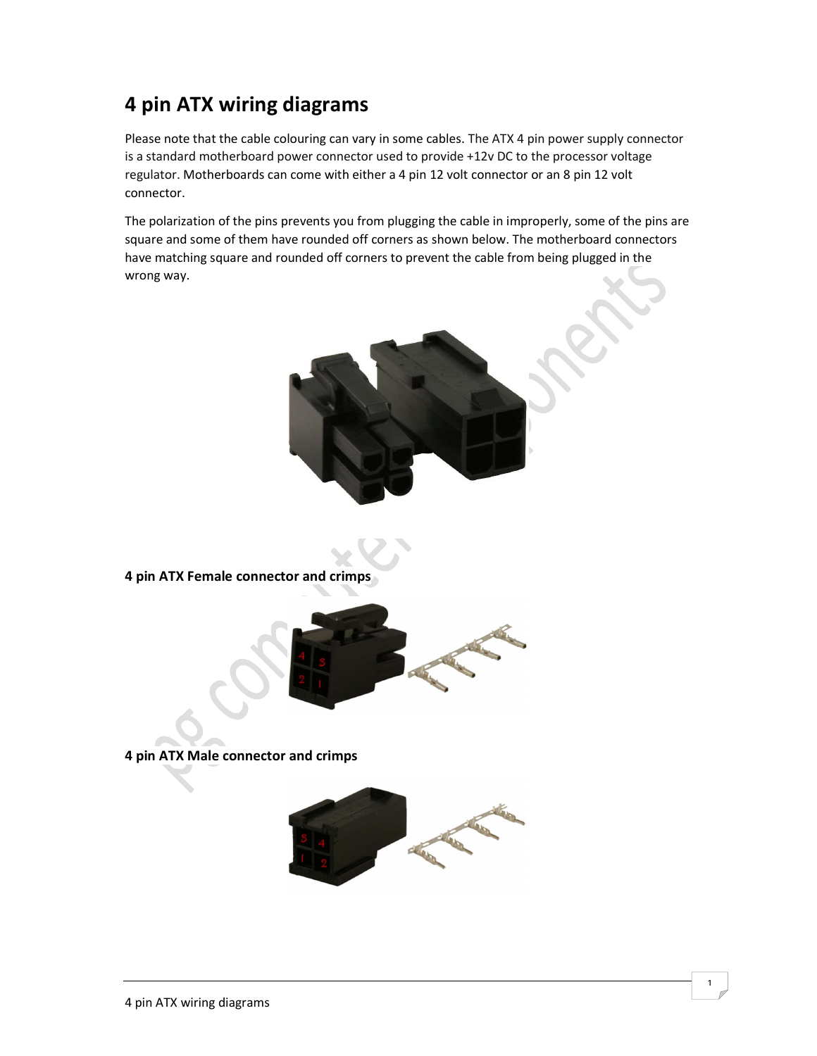# 4 pin ATX wiring diagrams

Please note that the cable colouring can vary in some cables. The ATX 4 pin power supply connector is a standard motherboard power connector used to provide +12v DC to the processor voltage regulator. Motherboards can come with either a 4 pin 12 volt connector or an 8 pin 12 volt connector.

The polarization of the pins prevents you from plugging the cable in improperly, some of the pins are square and some of them have rounded off corners as shown below. The motherboard connectors have matching square and rounded off corners to prevent the cable from being plugged in the wrong way.

**4 pin ATX Female connector and crimps**

**4 pin ATX Male connector and crimps**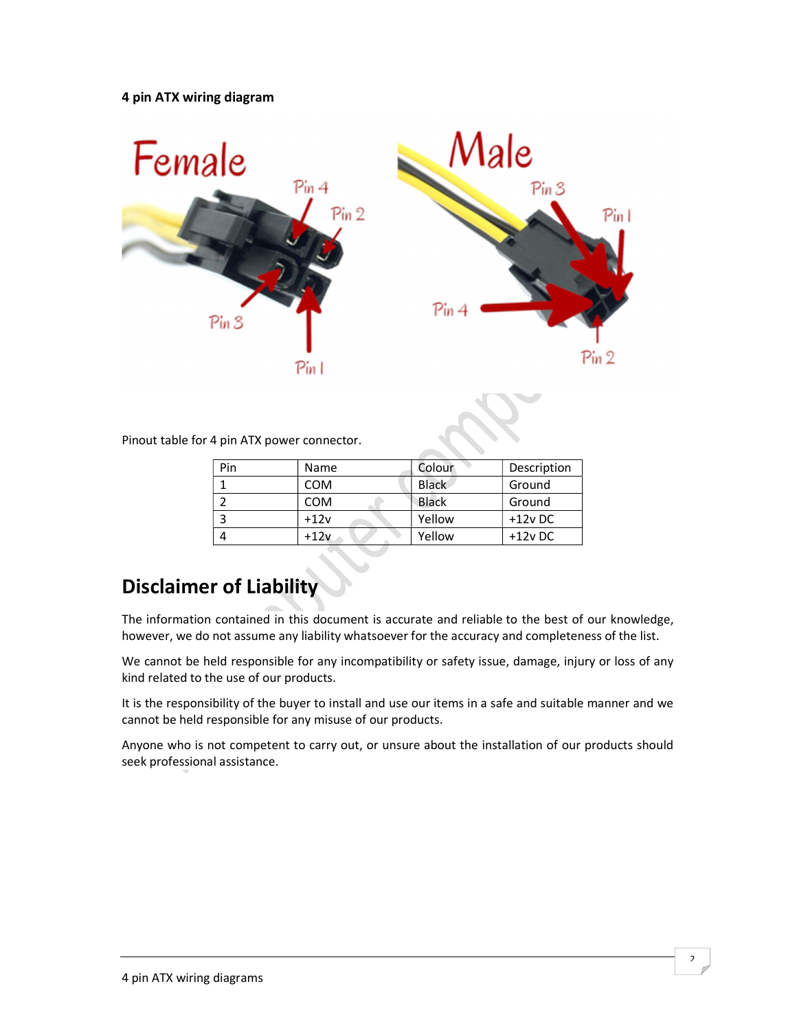**4 pin ATX wiring diagram**

Female

Pin 4

Pin 2

Pin 3

Pin 1

Male

Pin 3

Pin 1

Pin 4

Pin 2

Pinout table for 4 pin ATX power connector.

| Pin | Name | Colour | Description |
|---|---|---|---|
| 1 | COM | Black | Ground |
| 2 | COM | Black | Ground |
| 3 | +12v | Yellow | +12v DC |
| 4 | +12v | Yellow | +12v DC |

## Disclaimer of Liability

The information contained in this document is accurate and reliable to the best of our knowledge, however, we do not assume any liability whatsoever for the accuracy and completeness of the list.

We cannot be held responsible for any incompatibility or safety issue, damage, injury or loss of any kind related to the use of our products.

It is the responsibility of the buyer to install and use our items in a safe and suitable manner and we cannot be held responsible for any misuse of our products.

Anyone who is not competent to carry out, or unsure about the installation of our products should seek professional assistance.